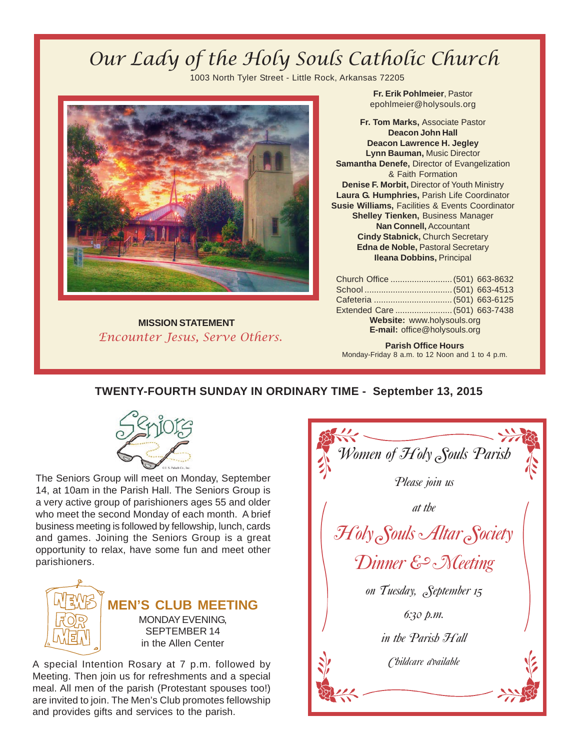# Our Lady of the Holy Souls Catholic Church

1003 North Tyler Street - Little Rock, Arkansas 72205

**Fr. Erik Pohlmeier**, Pastor
epohlmeier@holysouls.org

**Fr. Tom Marks,** Associate Pastor
**Deacon John Hall**
**Deacon Lawrence H. Jegley**
**Lynn Bauman,** Music Director
**Samantha Denefe,** Director of Evangelization & Faith Formation
**Denise F. Morbit,** Director of Youth Ministry
**Laura G. Humphries,** Parish Life Coordinator
**Susie Williams,** Facilities & Events Coordinator
**Shelley Tienken,** Business Manager
**Nan Connell,** Accountant
**Cindy Stabnick,** Church Secretary
**Edna de Noble,** Pastoral Secretary
**Ileana Dobbins,** Principal

Church Office .......................... (501) 663-8632
School ..................................... (501) 663-4513
Cafeteria ................................. (501) 663-6125
Extended Care ......................... (501) 663-7438

**Website:** www.holysouls.org
**E-mail:** office@holysouls.org

**Parish Office Hours**
Monday-Friday 8 a.m. to 12 Noon and 1 to 4 p.m.

**MISSION STATEMENT**
*Encounter Jesus, Serve Others.*

## TWENTY-FOURTH SUNDAY IN ORDINARY TIME - September 13, 2015

### Seniors

The Seniors Group will meet on Monday, September 14, at 10am in the Parish Hall. The Seniors Group is a very active group of parishioners ages 55 and older who meet the second Monday of each month. A brief business meeting is followed by fellowship, lunch, cards and games. Joining the Seniors Group is a great opportunity to relax, have some fun and meet other parishioners.

### MEN'S CLUB MEETING

NEWS FOR MEN

MONDAY EVENING, SEPTEMBER 14
in the Allen Center

A special Intention Rosary at 7 p.m. followed by Meeting. Then join us for refreshments and a special meal. All men of the parish (Protestant spouses too!) are invited to join. The Men's Club promotes fellowship and provides gifts and services to the parish.

### *Women of Holy Souls Parish*

*Please join us*

*at the*

*Holy Souls Altar Society Dinner & Meeting*

*on Tuesday, September 15*

*6:30 p.m.*

*in the Parish Hall*

*Childcare available*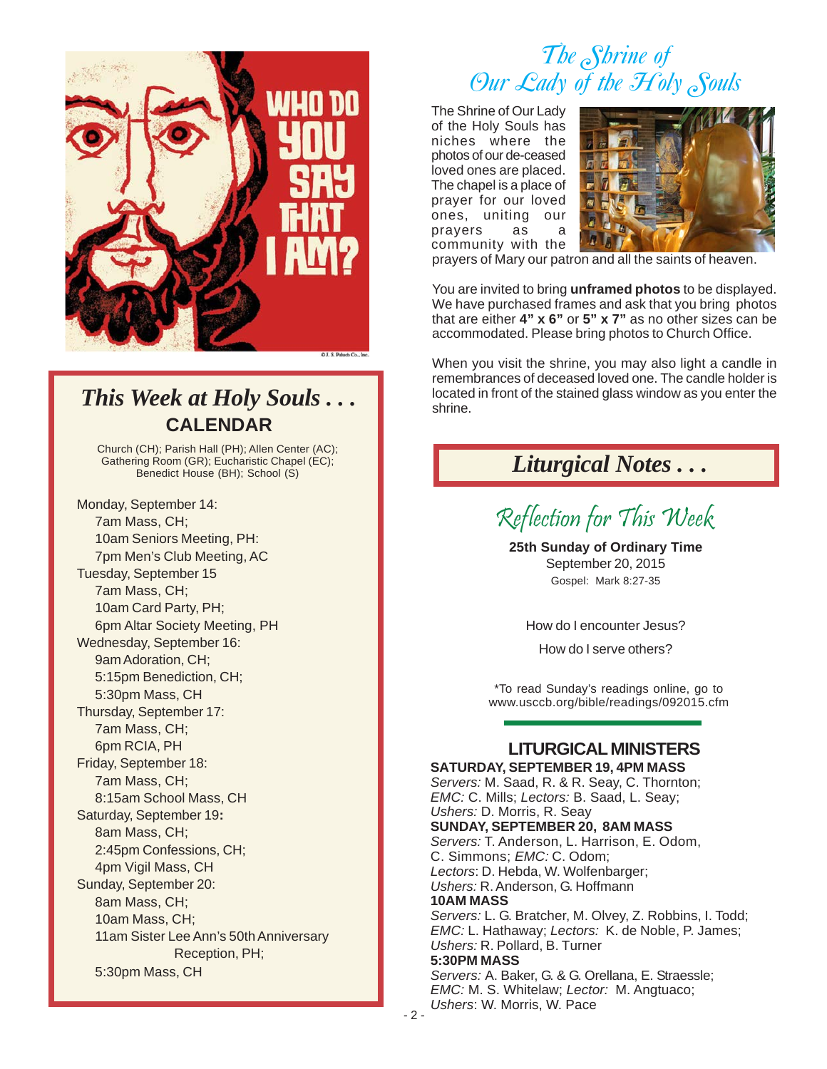## This Week at Holy Souls . . .

### CALENDAR

Church (CH); Parish Hall (PH); Allen Center (AC); Gathering Room (GR); Eucharistic Chapel (EC); Benedict House (BH); School (S)

Monday, September 14:
- 7am Mass, CH;
- 10am Seniors Meeting, PH:
- 7pm Men's Club Meeting, AC

Tuesday, September 15
- 7am Mass, CH;
- 10am Card Party, PH;
- 6pm Altar Society Meeting, PH

Wednesday, September 16:
- 9am Adoration, CH;
- 5:15pm Benediction, CH;
- 5:30pm Mass, CH

Thursday, September 17:
- 7am Mass, CH;
- 6pm RCIA, PH

Friday, September 18:
- 7am Mass, CH;
- 8:15am School Mass, CH

Saturday, September 19**:**
- 8am Mass, CH;
- 2:45pm Confessions, CH;
- 4pm Vigil Mass, CH

Sunday, September 20:
- 8am Mass, CH;
- 10am Mass, CH;
- 11am Sister Lee Ann's 50th Anniversary Reception, PH;
- 5:30pm Mass, CH

## The Shrine of Our Lady of the Holy Souls

The Shrine of Our Lady of the Holy Souls has niches where the photos of our de-ceased loved ones are placed. The chapel is a place of prayer for our loved ones, uniting our prayers as a community with the prayers of Mary our patron and all the saints of heaven.

You are invited to bring **unframed photos** to be displayed. We have purchased frames and ask that you bring photos that are either **4" x 6"** or **5" x 7"** as no other sizes can be accommodated. Please bring photos to Church Office.

When you visit the shrine, you may also light a candle in remembrances of deceased loved one. The candle holder is located in front of the stained glass window as you enter the shrine.

## Liturgical Notes . . .

### Reflection for This Week

**25th Sunday of Ordinary Time**
September 20, 2015
Gospel: Mark 8:27-35

How do I encounter Jesus?

How do I serve others?

*To read Sunday's readings online, go to www.usccb.org/bible/readings/092015.cfm

### LITURGICAL MINISTERS

**SATURDAY, SEPTEMBER 19, 4PM MASS**
*Servers:* M. Saad, R. & R. Seay, C. Thornton;
*EMC:* C. Mills; *Lectors:* B. Saad, L. Seay;
*Ushers:* D. Morris, R. Seay

**SUNDAY, SEPTEMBER 20, 8AM MASS**
*Servers:* T. Anderson, L. Harrison, E. Odom, C. Simmons; *EMC:* C. Odom;
*Lectors*: D. Hebda, W. Wolfenbarger;
*Ushers:* R. Anderson, G. Hoffmann

**10AM MASS**
*Servers:* L. G. Bratcher, M. Olvey, Z. Robbins, I. Todd;
*EMC:* L. Hathaway; *Lectors:* K. de Noble, P. James;
*Ushers:* R. Pollard, B. Turner

**5:30PM MASS**
*Servers:* A. Baker, G. & G. Orellana, E. Straessle;
*EMC:* M. S. Whitelaw; *Lector:* M. Angtuaco;
*Ushers*: W. Morris, W. Pace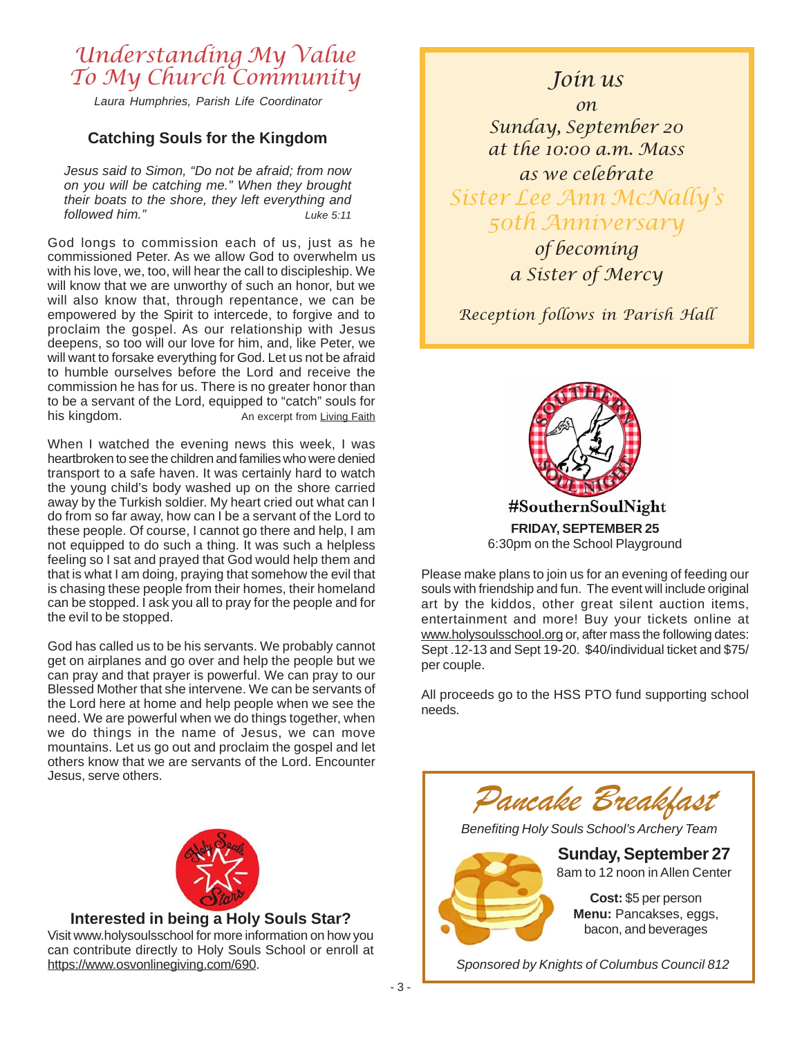# Understanding My Value To My Church Community

*Laura Humphries, Parish Life Coordinator*

## Catching Souls for the Kingdom

*Jesus said to Simon, "Do not be afraid; from now on you will be catching me." When they brought their boats to the shore, they left everything and followed him."* Luke 5:11

God longs to commission each of us, just as he commissioned Peter. As we allow God to overwhelm us with his love, we, too, will hear the call to discipleship. We will know that we are unworthy of such an honor, but we will also know that, through repentance, we can be empowered by the Spirit to intercede, to forgive and to proclaim the gospel. As our relationship with Jesus deepens, so too will our love for him, and, like Peter, we will want to forsake everything for God. Let us not be afraid to humble ourselves before the Lord and receive the commission he has for us. There is no greater honor than to be a servant of the Lord, equipped to "catch" souls for his kingdom. An excerpt from Living Faith

When I watched the evening news this week, I was heartbroken to see the children and families who were denied transport to a safe haven. It was certainly hard to watch the young child's body washed up on the shore carried away by the Turkish soldier. My heart cried out what can I do from so far away, how can I be a servant of the Lord to these people. Of course, I cannot go there and help, I am not equipped to do such a thing. It was such a helpless feeling so I sat and prayed that God would help them and that is what I am doing, praying that somehow the evil that is chasing these people from their homes, their homeland can be stopped. I ask you all to pray for the people and for the evil to be stopped.

God has called us to be his servants. We probably cannot get on airplanes and go over and help the people but we can pray and that prayer is powerful. We can pray to our Blessed Mother that she intervene. We can be servants of the Lord here at home and help people when we see the need. We are powerful when we do things together, when we do things in the name of Jesus, we can move mountains. Let us go out and proclaim the gospel and let others know that we are servants of the Lord. Encounter Jesus, serve others.

## Interested in being a Holy Souls Star?

Visit www.holysoulsschool for more information on how you can contribute directly to Holy Souls School or enroll at https://www.osvonlinegiving.com/690.

---

*Join us on Sunday, September 20 at the 10:00 a.m. Mass as we celebrate*

*Sister Lee Ann McNally's 50th Anniversary*

*of becoming a Sister of Mercy*

*Reception follows in Parish Hall*

---

**#SouthernSoulNight**

**FRIDAY, SEPTEMBER 25**
6:30pm on the School Playground

Please make plans to join us for an evening of feeding our souls with friendship and fun. The event will include original art by the kiddos, other great silent auction items, entertainment and more! Buy your tickets online at www.holysoulsschool.org or, after mass the following dates: Sept .12-13 and Sept 19-20. $40/individual ticket and $75/ per couple.

All proceeds go to the HSS PTO fund supporting school needs.

---

## Pancake Breakfast

*Benefiting Holy Souls School's Archery Team*

**Sunday, September 27**
8am to 12 noon in Allen Center

**Cost:** $5 per person
**Menu:** Pancakes, eggs, bacon, and beverages

*Sponsored by Knights of Columbus Council 812*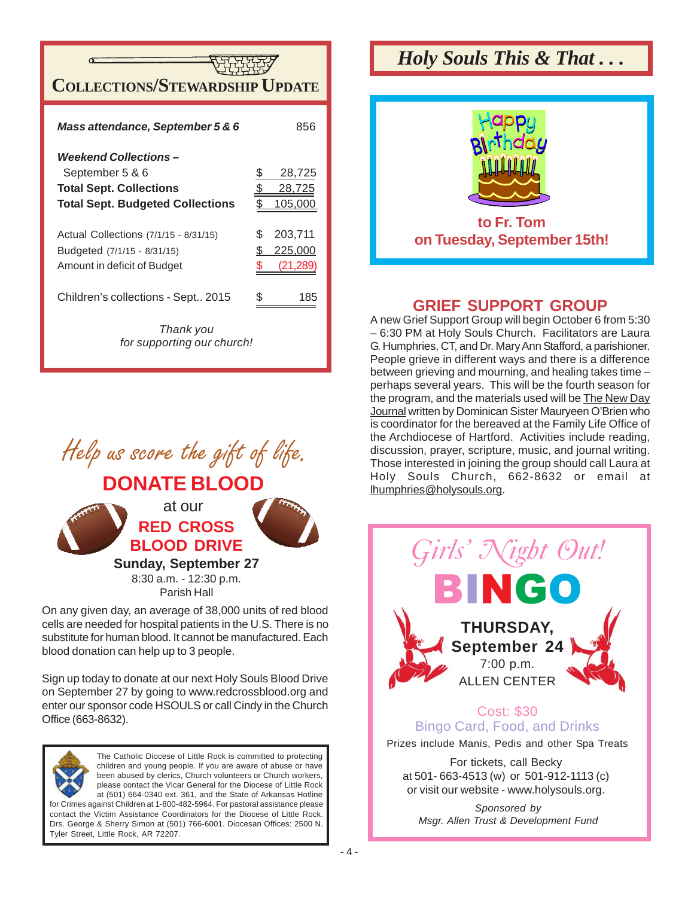## Collections/Stewardship Update

| | | |
|---|---|---|
| ***Mass attendance, September 5 & 6*** | | 856 |
| ***Weekend Collections –*** | | |
| September 5 & 6 | $ | 28,725 |
| **Total Sept. Collections** | $ | 28,725 |
| **Total Sept. Budgeted Collections** | $ | 105,000 |
| Actual Collections (7/1/15 - 8/31/15) | $ | 203,711 |
| Budgeted (7/1/15 - 8/31/15) | $ | 225,000 |
| Amount in deficit of Budget | $ | (21,289) |
| Children's collections - Sept.. 2015 | $ | 185 |

*Thank you for supporting our church!*

*Help us score the gift of life.*

## DONATE BLOOD

at our

**RED CROSS BLOOD DRIVE**

**Sunday, September 27**
8:30 a.m. - 12:30 p.m.
Parish Hall

On any given day, an average of 38,000 units of red blood cells are needed for hospital patients in the U.S. There is no substitute for human blood. It cannot be manufactured. Each blood donation can help up to 3 people.

Sign up today to donate at our next Holy Souls Blood Drive on September 27 by going to www.redcrossblood.org and enter our sponsor code HSOULS or call Cindy in the Church Office (663-8632).

The Catholic Diocese of Little Rock is committed to protecting children and young people. If you are aware of abuse or have been abused by clerics, Church volunteers or Church workers, please contact the Vicar General for the Diocese of Little Rock at (501) 664-0340 ext. 361, and the State of Arkansas Hotline for Crimes against Children at 1-800-482-5964. For pastoral assistance please contact the Victim Assistance Coordinators for the Diocese of Little Rock. Drs. George & Sherry Simon at (501) 766-6001. Diocesan Offices: 2500 N. Tyler Street, Little Rock, AR 72207.

## *Holy Souls This & That . . .*

Happy Birthday

**to Fr. Tom on Tuesday, September 15th!**

## GRIEF SUPPORT GROUP

A new Grief Support Group will begin October 6 from 5:30 – 6:30 PM at Holy Souls Church. Facilitators are Laura G. Humphries, CT, and Dr. Mary Ann Stafford, a parishioner. People grieve in different ways and there is a difference between grieving and mourning, and healing takes time – perhaps several years. This will be the fourth season for the program, and the materials used will be The New Day Journal written by Dominican Sister Mauryeen O'Brien who is coordinator for the bereaved at the Family Life Office of the Archdiocese of Hartford. Activities include reading, discussion, prayer, scripture, music, and journal writing. Those interested in joining the group should call Laura at Holy Souls Church, 662-8632 or email at lhumphries@holysouls.org.

## *Girls' Night Out!*

## BINGO

**THURSDAY, September 24**
7:00 p.m.
ALLEN CENTER

Cost: $30
Bingo Card, Food, and Drinks

Prizes include Manis, Pedis and other Spa Treats

For tickets, call Becky at 501- 663-4513 (w) or 501-912-1113 (c) or visit our website - www.holysouls.org.

*Sponsored by Msgr. Allen Trust & Development Fund*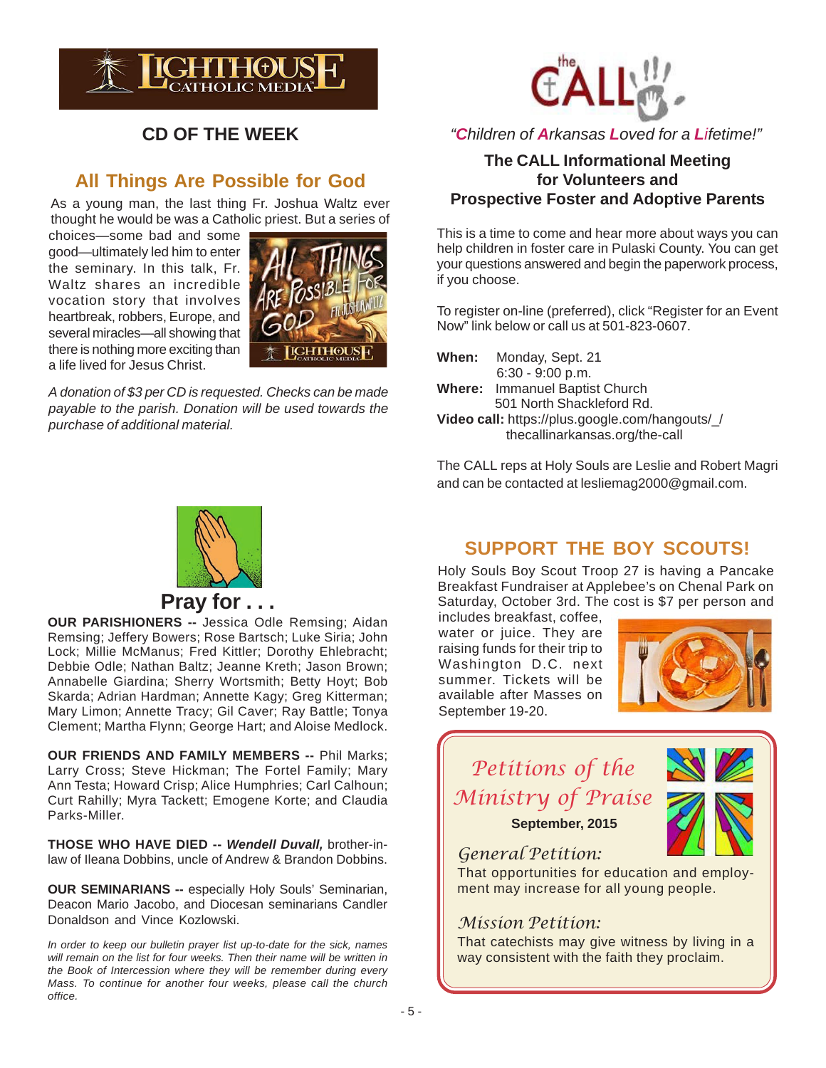## CD OF THE WEEK

### All Things Are Possible for God

As a young man, the last thing Fr. Joshua Waltz ever thought he would be was a Catholic priest. But a series of choices—some bad and some good—ultimately led him to enter the seminary. In this talk, Fr. Waltz shares an incredible vocation story that involves heartbreak, robbers, Europe, and several miracles—all showing that there is nothing more exciting than a life lived for Jesus Christ.

*A donation of $3 per CD is requested. Checks can be made payable to the parish. Donation will be used towards the purchase of additional material.*

## Pray for . . .

**OUR PARISHIONERS --** Jessica Odle Remsing; Aidan Remsing; Jeffery Bowers; Rose Bartsch; Luke Siria; John Lock; Millie McManus; Fred Kittler; Dorothy Ehlebracht; Debbie Odle; Nathan Baltz; Jeanne Kreth; Jason Brown; Annabelle Giardina; Sherry Wortsmith; Betty Hoyt; Bob Skarda; Adrian Hardman; Annette Kagy; Greg Kitterman; Mary Limon; Annette Tracy; Gil Caver; Ray Battle; Tonya Clement; Martha Flynn; George Hart; and Aloise Medlock.

**OUR FRIENDS AND FAMILY MEMBERS --** Phil Marks; Larry Cross; Steve Hickman; The Fortel Family; Mary Ann Testa; Howard Crisp; Alice Humphries; Carl Calhoun; Curt Rahilly; Myra Tackett; Emogene Korte; and Claudia Parks-Miller.

**THOSE WHO HAVE DIED --** ***Wendell Duvall,*** brother-in-law of Ileana Dobbins, uncle of Andrew & Brandon Dobbins.

**OUR SEMINARIANS --** especially Holy Souls' Seminarian, Deacon Mario Jacobo, and Diocesan seminarians Candler Donaldson and Vince Kozlowski.

*In order to keep our bulletin prayer list up-to-date for the sick, names will remain on the list for four weeks. Then their name will be written in the Book of Intercession where they will be remember during every Mass. To continue for another four weeks, please call the church office.*

## the CALL

*"Children of Arkansas Loved for a Lifetime!"*

### The CALL Informational Meeting for Volunteers and Prospective Foster and Adoptive Parents

This is a time to come and hear more about ways you can help children in foster care in Pulaski County. You can get your questions answered and begin the paperwork process, if you choose.

To register on-line (preferred), click "Register for an Event Now" link below or call us at 501-823-0607.

**When:** Monday, Sept. 21
6:30 - 9:00 p.m.
**Where:** Immanuel Baptist Church
501 North Shackleford Rd.
**Video call:** https://plus.google.com/hangouts/_/ thecallinarkansas.org/the-call

The CALL reps at Holy Souls are Leslie and Robert Magri and can be contacted at lesliemag2000@gmail.com.

## SUPPORT THE BOY SCOUTS!

Holy Souls Boy Scout Troop 27 is having a Pancake Breakfast Fundraiser at Applebee's on Chenal Park on Saturday, October 3rd. The cost is $7 per person and includes breakfast, coffee, water or juice. They are raising funds for their trip to Washington D.C. next summer. Tickets will be available after Masses on September 19-20.

## *Petitions of the Ministry of Praise*

**September, 2015**

### *General Petition:*

That opportunities for education and employment may increase for all young people.

### *Mission Petition:*

That catechists may give witness by living in a way consistent with the faith they proclaim.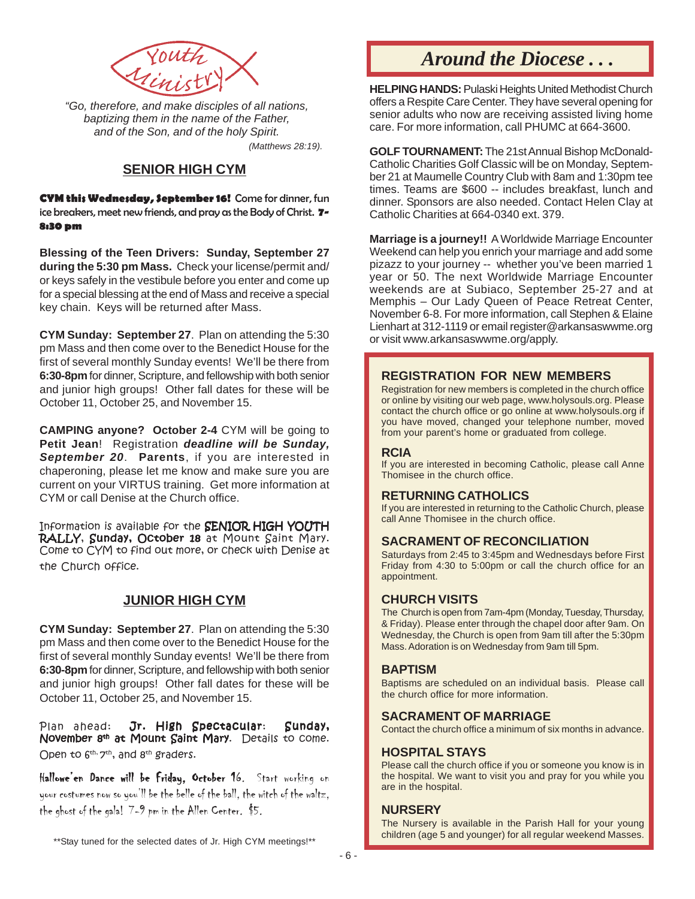Youth Ministry

*"Go, therefore, and make disciples of all nations, baptizing them in the name of the Father, and of the Son, and of the holy Spirit.*

*(Matthews 28:19).*

## SENIOR HIGH CYM

**CYM this Wednesday, September 16!** Come for dinner, fun ice breakers, meet new friends, and pray as the Body of Christ. **7-8:30 pm**

**Blessing of the Teen Drivers: Sunday, September 27 during the 5:30 pm Mass.** Check your license/permit and/or keys safely in the vestibule before you enter and come up for a special blessing at the end of Mass and receive a special key chain. Keys will be returned after Mass.

**CYM Sunday: September 27**. Plan on attending the 5:30 pm Mass and then come over to the Benedict House for the first of several monthly Sunday events! We'll be there from **6:30-8pm** for dinner, Scripture, and fellowship with both senior and junior high groups! Other fall dates for these will be October 11, October 25, and November 15.

**CAMPING anyone? October 2-4** CYM will be going to **Petit Jean**! Registration ***deadline will be Sunday, September 20***. **Parents**, if you are interested in chaperoning, please let me know and make sure you are current on your VIRTUS training. Get more information at CYM or call Denise at the Church office.

Information is available for the **SENIOR HIGH YOUTH RALLY, Sunday, October 18** at Mount Saint Mary. Come to CYM to find out more, or check with Denise at the Church office.

## JUNIOR HIGH CYM

**CYM Sunday: September 27**. Plan on attending the 5:30 pm Mass and then come over to the Benedict House for the first of several monthly Sunday events! We'll be there from **6:30-8pm** for dinner, Scripture, and fellowship with both senior and junior high groups! Other fall dates for these will be October 11, October 25, and November 15.

Plan ahead: **Jr. High Spectacular: Sunday, November 8th at Mount Saint Mary.** Details to come. Open to 6th, 7th, and 8th graders.

**Hallowe'en Dance will be Friday, October 16.** Start working on your costumes now so you'll be the belle of the ball, the witch of the waltz, the ghost of the gala! 7-9 pm in the Allen Center. $5.

**Stay tuned for the selected dates of Jr. High CYM meetings!**

# *Around the Diocese . . .*

**HELPING HANDS:** Pulaski Heights United Methodist Church offers a Respite Care Center. They have several opening for senior adults who now are receiving assisted living home care. For more information, call PHUMC at 664-3600.

**GOLF TOURNAMENT:** The 21st Annual Bishop McDonald-Catholic Charities Golf Classic will be on Monday, September 21 at Maumelle Country Club with 8am and 1:30pm tee times. Teams are $600 -- includes breakfast, lunch and dinner. Sponsors are also needed. Contact Helen Clay at Catholic Charities at 664-0340 ext. 379.

**Marriage is a journey!!** A Worldwide Marriage Encounter Weekend can help you enrich your marriage and add some pizazz to your journey -- whether you've been married 1 year or 50. The next Worldwide Marriage Encounter weekends are at Subiaco, September 25-27 and at Memphis – Our Lady Queen of Peace Retreat Center, November 6-8. For more information, call Stephen & Elaine Lienhart at 312-1119 or email register@arkansaswwme.org or visit www.arkansaswwme.org/apply.

### REGISTRATION FOR NEW MEMBERS

Registration for new members is completed in the church office or online by visiting our web page, www.holysouls.org. Please contact the church office or go online at www.holysouls.org if you have moved, changed your telephone number, moved from your parent's home or graduated from college.

### RCIA

If you are interested in becoming Catholic, please call Anne Thomisee in the church office.

### RETURNING CATHOLICS

If you are interested in returning to the Catholic Church, please call Anne Thomisee in the church office.

### SACRAMENT OF RECONCILIATION

Saturdays from 2:45 to 3:45pm and Wednesdays before First Friday from 4:30 to 5:00pm or call the church office for an appointment.

### CHURCH VISITS

The Church is open from 7am-4pm (Monday, Tuesday, Thursday, & Friday). Please enter through the chapel door after 9am. On Wednesday, the Church is open from 9am till after the 5:30pm Mass. Adoration is on Wednesday from 9am till 5pm.

### BAPTISM

Baptisms are scheduled on an individual basis. Please call the church office for more information.

### SACRAMENT OF MARRIAGE

Contact the church office a minimum of six months in advance.

### HOSPITAL STAYS

Please call the church office if you or someone you know is in the hospital. We want to visit you and pray for you while you are in the hospital.

### NURSERY

The Nursery is available in the Parish Hall for your young children (age 5 and younger) for all regular weekend Masses.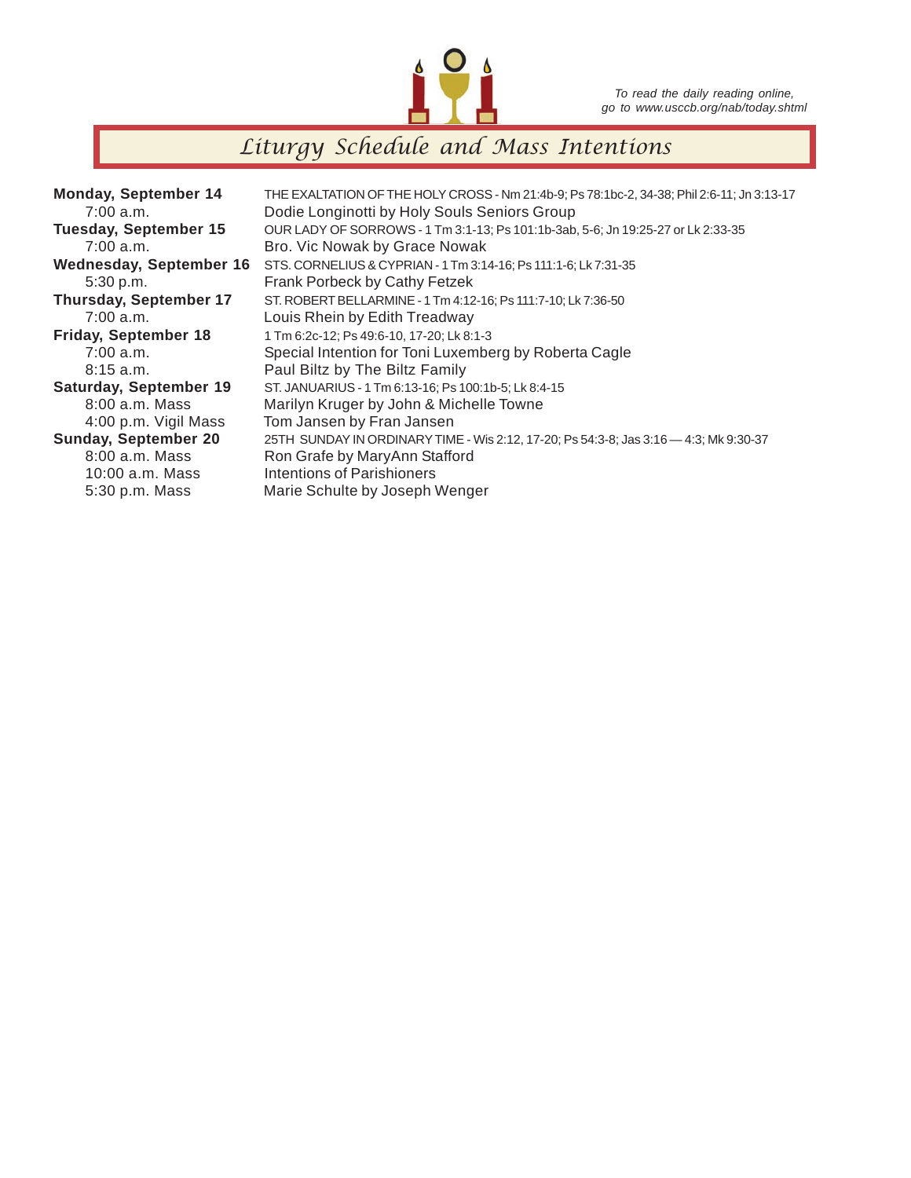*To read the daily reading online, go to www.usccb.org/nab/today.shtml*

# Liturgy Schedule and Mass Intentions

**Monday, September 14** — THE EXALTATION OF THE HOLY CROSS - Nm 21:4b-9; Ps 78:1bc-2, 34-38; Phil 2:6-11; Jn 3:13-17
7:00 a.m. — Dodie Longinotti by Holy Souls Seniors Group

**Tuesday, September 15** — OUR LADY OF SORROWS - 1 Tm 3:1-13; Ps 101:1b-3ab, 5-6; Jn 19:25-27 or Lk 2:33-35
7:00 a.m. — Bro. Vic Nowak by Grace Nowak

**Wednesday, September 16** — STS. CORNELIUS & CYPRIAN - 1 Tm 3:14-16; Ps 111:1-6; Lk 7:31-35
5:30 p.m. — Frank Porbeck by Cathy Fetzek

**Thursday, September 17** — ST. ROBERT BELLARMINE - 1 Tm 4:12-16; Ps 111:7-10; Lk 7:36-50
7:00 a.m. — Louis Rhein by Edith Treadway

**Friday, September 18** — 1 Tm 6:2c-12; Ps 49:6-10, 17-20; Lk 8:1-3
7:00 a.m. — Special Intention for Toni Luxemberg by Roberta Cagle
8:15 a.m. — Paul Biltz by The Biltz Family

**Saturday, September 19** — ST. JANUARIUS - 1 Tm 6:13-16; Ps 100:1b-5; Lk 8:4-15
8:00 a.m. Mass — Marilyn Kruger by John & Michelle Towne
4:00 p.m. Vigil Mass — Tom Jansen by Fran Jansen

**Sunday, September 20** — 25TH SUNDAY IN ORDINARY TIME - Wis 2:12, 17-20; Ps 54:3-8; Jas 3:16 — 4:3; Mk 9:30-37
8:00 a.m. Mass — Ron Grafe by MaryAnn Stafford
10:00 a.m. Mass — Intentions of Parishioners
5:30 p.m. Mass — Marie Schulte by Joseph Wenger